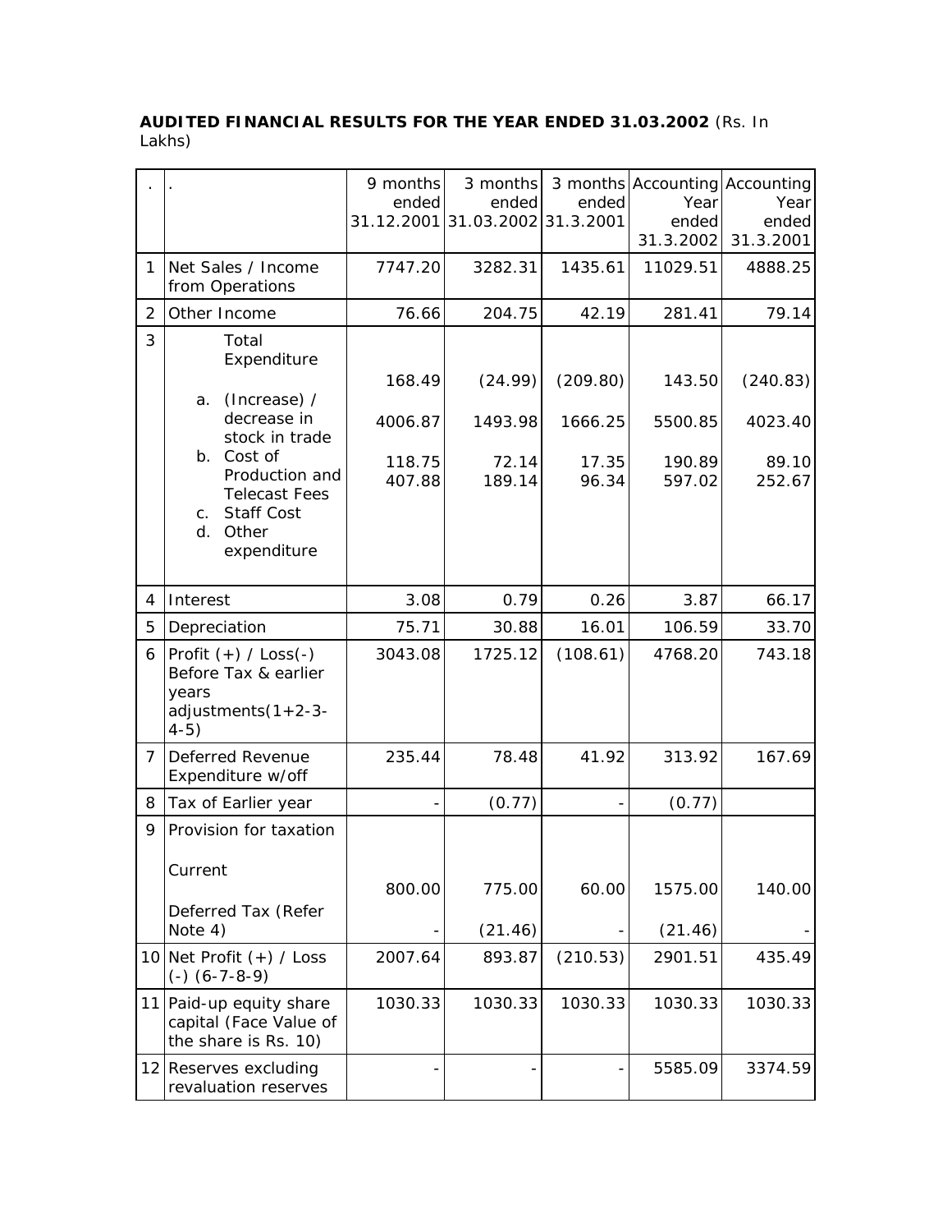**AUDITED FINANCIAL RESULTS FOR THE YEAR ENDED 31.03.2002** (Rs. In Lakhs)

| . | . | 9 months ended 31.12.2001 | 3 months ended 31.03.2002 | 3 months ended 31.3.2001 | Accounting Year ended 31.3.2002 | Accounting Year ended 31.3.2001 |
|---|---|---|---|---|---|---|
| 1 | Net Sales / Income from Operations | 7747.20 | 3282.31 | 1435.61 | 11029.51 | 4888.25 |
| 2 | Other Income | 76.66 | 204.75 | 42.19 | 281.41 | 79.14 |
| 3 | Total Expenditure | | | | | |
| | a. (Increase) / decrease in stock in trade | 168.49 | (24.99) | (209.80) | 143.50 | (240.83) |
| | b. Cost of Production and Telecast Fees | 4006.87 | 1493.98 | 1666.25 | 5500.85 | 4023.40 |
| | c. Staff Cost | 118.75 | 72.14 | 17.35 | 190.89 | 89.10 |
| | d. Other expenditure | 407.88 | 189.14 | 96.34 | 597.02 | 252.67 |
| 4 | Interest | 3.08 | 0.79 | 0.26 | 3.87 | 66.17 |
| 5 | Depreciation | 75.71 | 30.88 | 16.01 | 106.59 | 33.70 |
| 6 | Profit (+) / Loss(-) Before Tax & earlier years adjustments(1+2-3-4-5) | 3043.08 | 1725.12 | (108.61) | 4768.20 | 743.18 |
| 7 | Deferred Revenue Expenditure w/off | 235.44 | 78.48 | 41.92 | 313.92 | 167.69 |
| 8 | Tax of Earlier year | - | (0.77) | - | (0.77) | |
| 9 | Provision for taxation | | | | | |
| | Current | 800.00 | 775.00 | 60.00 | 1575.00 | 140.00 |
| | Deferred Tax (Refer Note 4) | - | (21.46) | - | (21.46) | - |
| 10 | Net Profit (+) / Loss (-) (6-7-8-9) | 2007.64 | 893.87 | (210.53) | 2901.51 | 435.49 |
| 11 | Paid-up equity share capital (Face Value of the share is Rs. 10) | 1030.33 | 1030.33 | 1030.33 | 1030.33 | 1030.33 |
| 12 | Reserves excluding revaluation reserves | - | - | - | 5585.09 | 3374.59 |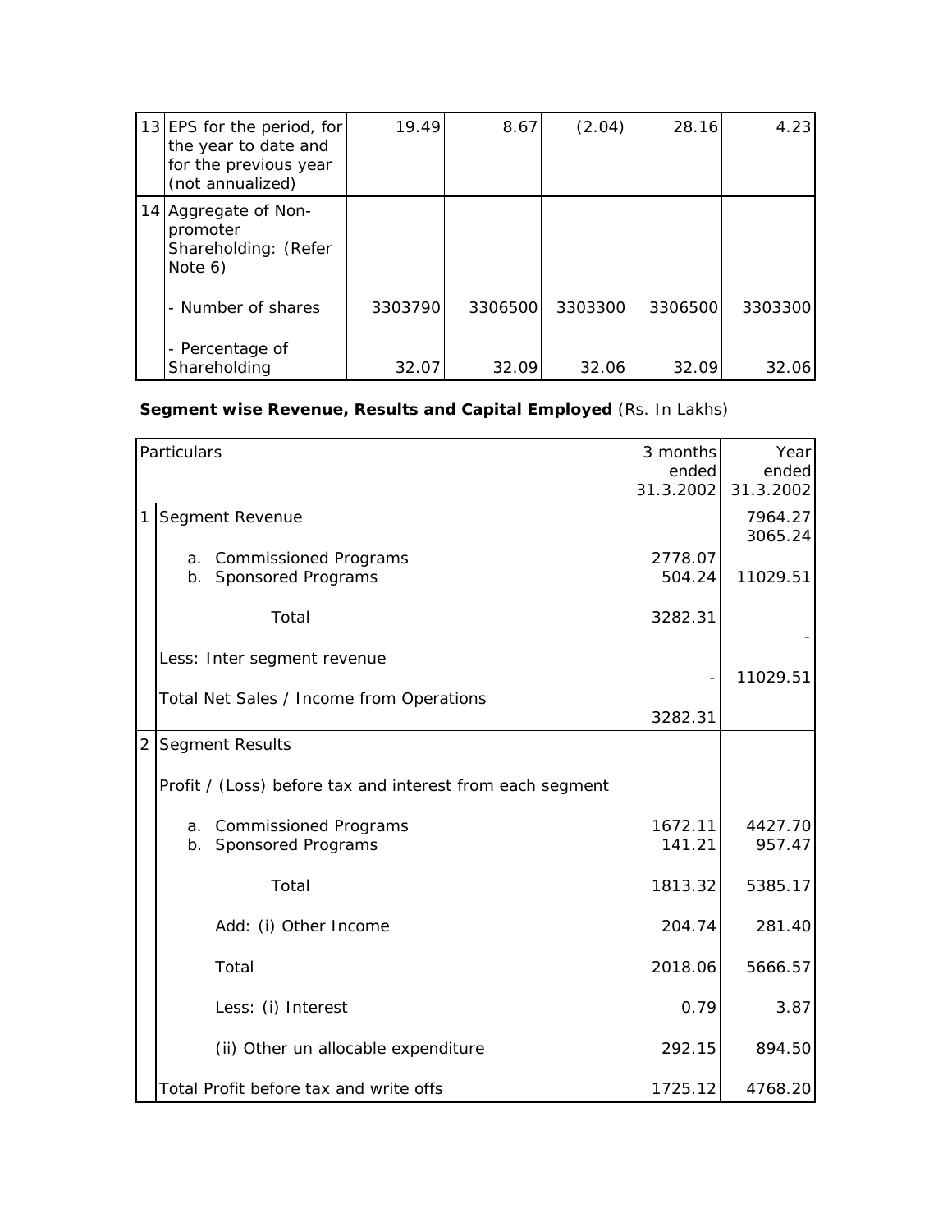| | | | | | | |
|---|---|---|---|---|---|---|
| 13 | EPS for the period, for the year to date and for the previous year (not annualized) | 19.49 | 8.67 | (2.04) | 28.16 | 4.23 |
| 14 | Aggregate of Non-promoter Shareholding: (Refer Note 6) | | | | | |
| | - Number of shares | 3303790 | 3306500 | 3303300 | 3306500 | 3303300 |
| | - Percentage of Shareholding | 32.07 | 32.09 | 32.06 | 32.09 | 32.06 |

**Segment wise Revenue, Results and Capital Employed** (Rs. In Lakhs)

| | Particulars | 3 months ended 31.3.2002 | Year ended 31.3.2002 |
|---|---|---|---|
| 1 | Segment Revenue | | |
| | a. Commissioned Programs | 2778.07 | 7964.27 |
| | b. Sponsored Programs | 504.24 | 3065.24 |
| | Total | 3282.31 | 11029.51 |
| | Less: Inter segment revenue | - | - |
| | Total Net Sales / Income from Operations | 3282.31 | 11029.51 |
| 2 | Segment Results | | |
| | Profit / (Loss) before tax and interest from each segment | | |
| | a. Commissioned Programs | 1672.11 | 4427.70 |
| | b. Sponsored Programs | 141.21 | 957.47 |
| | Total | 1813.32 | 5385.17 |
| | Add: (i) Other Income | 204.74 | 281.40 |
| | Total | 2018.06 | 5666.57 |
| | Less: (i) Interest | 0.79 | 3.87 |
| | (ii) Other un allocable expenditure | 292.15 | 894.50 |
| | Total Profit before tax and write offs | 1725.12 | 4768.20 |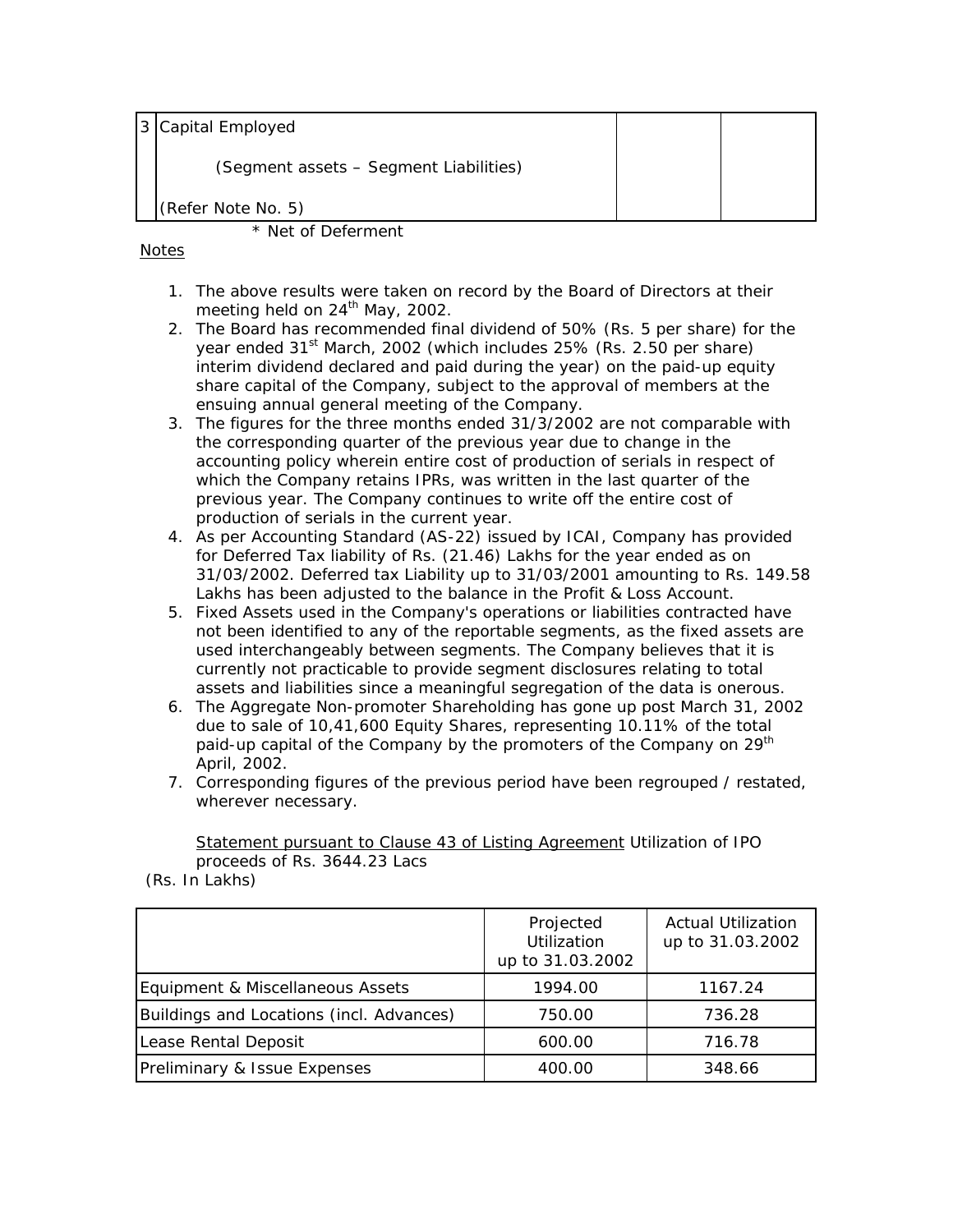| 3 | Capital Employed<br><br>(Segment assets – Segment Liabilities)<br><br>(Refer Note No. 5) | | |
|---|---|---|---|

\* Net of Deferment

Notes

1. The above results were taken on record by the Board of Directors at their meeting held on 24th May, 2002.
2. The Board has recommended final dividend of 50% (Rs. 5 per share) for the year ended 31st March, 2002 (which includes 25% (Rs. 2.50 per share) interim dividend declared and paid during the year) on the paid-up equity share capital of the Company, subject to the approval of members at the ensuing annual general meeting of the Company.
3. The figures for the three months ended 31/3/2002 are not comparable with the corresponding quarter of the previous year due to change in the accounting policy wherein entire cost of production of serials in respect of which the Company retains IPRs, was written in the last quarter of the previous year. The Company continues to write off the entire cost of production of serials in the current year.
4. As per Accounting Standard (AS-22) issued by ICAI, Company has provided for Deferred Tax liability of Rs. (21.46) Lakhs for the year ended as on 31/03/2002. Deferred tax Liability up to 31/03/2001 amounting to Rs. 149.58 Lakhs has been adjusted to the balance in the Profit & Loss Account.
5. Fixed Assets used in the Company's operations or liabilities contracted have not been identified to any of the reportable segments, as the fixed assets are used interchangeably between segments. The Company believes that it is currently not practicable to provide segment disclosures relating to total assets and liabilities since a meaningful segregation of the data is onerous.
6. The Aggregate Non-promoter Shareholding has gone up post March 31, 2002 due to sale of 10,41,600 Equity Shares, representing 10.11% of the total paid-up capital of the Company by the promoters of the Company on 29th April, 2002.
7. Corresponding figures of the previous period have been regrouped / restated, wherever necessary.

Statement pursuant to Clause 43 of Listing Agreement Utilization of IPO proceeds of Rs. 3644.23 Lacs

(Rs. In Lakhs)

| | Projected Utilization up to 31.03.2002 | Actual Utilization up to 31.03.2002 |
|---|---|---|
| Equipment & Miscellaneous Assets | 1994.00 | 1167.24 |
| Buildings and Locations (incl. Advances) | 750.00 | 736.28 |
| Lease Rental Deposit | 600.00 | 716.78 |
| Preliminary & Issue Expenses | 400.00 | 348.66 |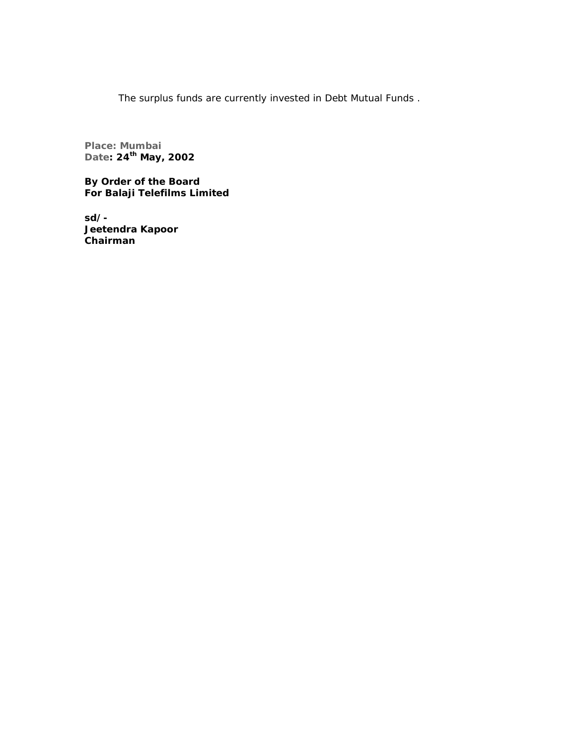The surplus funds are currently invested in Debt Mutual Funds .

**Place: Mumbai**
**Date: 24th May, 2002**

**By Order of the Board**
**For Balaji Telefilms Limited**

**sd/-**
**Jeetendra Kapoor**
**Chairman**